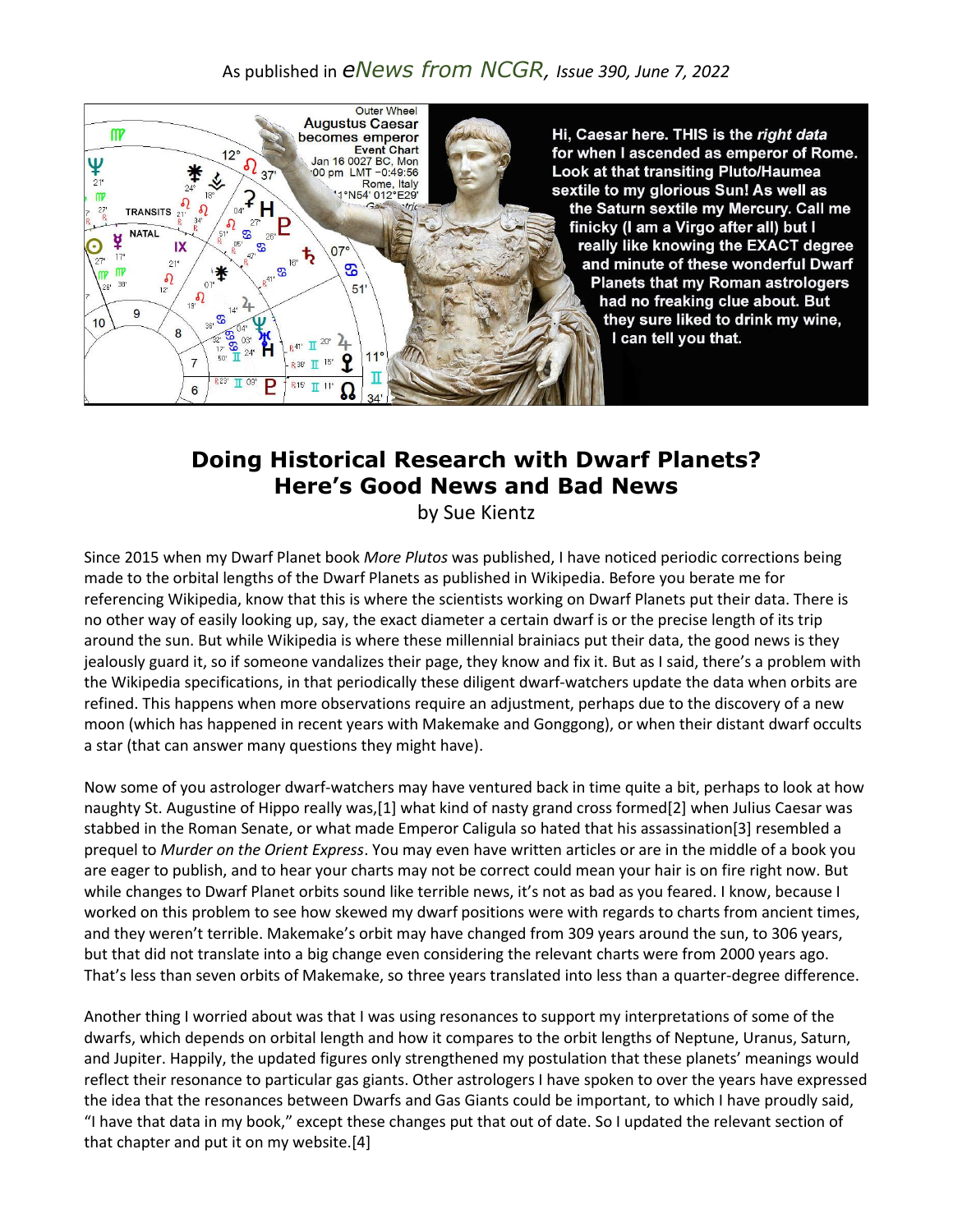As published in *eNews from NCGR, Issue 390, June 7, 2022*

Hi, Caesar here. THIS is the *right data* for when I ascended as emperor of Rome. Look at that transiting Pluto/Haumea sextile to my glorious Sun! As well as the Saturn sextile my Mercury. Call me finicky (I am a Virgo after all) but I really like knowing the EXACT degree and minute of these wonderful Dwarf Planets that my Roman astrologers had no freaking clue about. But they sure liked to drink my wine, I can tell you that.

# Doing Historical Research with Dwarf Planets? Here's Good News and Bad News

by Sue Kientz

Since 2015 when my Dwarf Planet book *More Plutos* was published, I have noticed periodic corrections being made to the orbital lengths of the Dwarf Planets as published in Wikipedia. Before you berate me for referencing Wikipedia, know that this is where the scientists working on Dwarf Planets put their data. There is no other way of easily looking up, say, the exact diameter a certain dwarf is or the precise length of its trip around the sun. But while Wikipedia is where these millennial brainiacs put their data, the good news is they jealously guard it, so if someone vandalizes their page, they know and fix it. But as I said, there's a problem with the Wikipedia specifications, in that periodically these diligent dwarf-watchers update the data when orbits are refined. This happens when more observations require an adjustment, perhaps due to the discovery of a new moon (which has happened in recent years with Makemake and Gonggong), or when their distant dwarf occults a star (that can answer many questions they might have).

Now some of you astrologer dwarf-watchers may have ventured back in time quite a bit, perhaps to look at how naughty St. Augustine of Hippo really was,[1] what kind of nasty grand cross formed[2] when Julius Caesar was stabbed in the Roman Senate, or what made Emperor Caligula so hated that his assassination[3] resembled a prequel to *Murder on the Orient Express*. You may even have written articles or are in the middle of a book you are eager to publish, and to hear your charts may not be correct could mean your hair is on fire right now. But while changes to Dwarf Planet orbits sound like terrible news, it's not as bad as you feared. I know, because I worked on this problem to see how skewed my dwarf positions were with regards to charts from ancient times, and they weren't terrible. Makemake's orbit may have changed from 309 years around the sun, to 306 years, but that did not translate into a big change even considering the relevant charts were from 2000 years ago. That's less than seven orbits of Makemake, so three years translated into less than a quarter-degree difference.

Another thing I worried about was that I was using resonances to support my interpretations of some of the dwarfs, which depends on orbital length and how it compares to the orbit lengths of Neptune, Uranus, Saturn, and Jupiter. Happily, the updated figures only strengthened my postulation that these planets' meanings would reflect their resonance to particular gas giants. Other astrologers I have spoken to over the years have expressed the idea that the resonances between Dwarfs and Gas Giants could be important, to which I have proudly said, "I have that data in my book," except these changes put that out of date. So I updated the relevant section of that chapter and put it on my website.[4]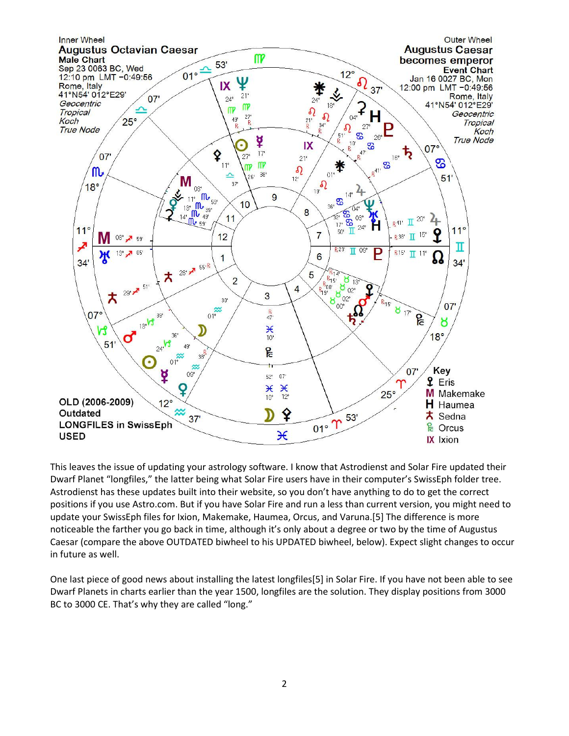Inner Wheel
**Augustus Octavian Caesar**
**Male Chart**
Sep 23 0063 BC, Wed
12:10 pm LMT -0:49:56
Rome, Italy
41°N54' 012°E29'
*Geocentric*
*Tropical*
*Koch*
*True Node*

Outer Wheel
**Augustus Caesar becomes emperor**
**Event Chart**
Jan 16 0027 BC, Mon
12:00 pm LMT -0:49:56
Rome, Italy
41°N54' 012°E29'
*Geocentric*
*Tropical*
*Koch*
*True Node*

**Key**
Eris
Makemake
Haumea
Sedna
Orcus
Ixion

**OLD (2006-2009) Outdated LONGFILES in SwissEph USED**

This leaves the issue of updating your astrology software. I know that Astrodienst and Solar Fire updated their Dwarf Planet "longfiles," the latter being what Solar Fire users have in their computer's SwissEph folder tree. Astrodienst has these updates built into their website, so you don't have anything to do to get the correct positions if you use Astro.com. But if you have Solar Fire and run a less than current version, you might need to update your SwissEph files for Ixion, Makemake, Haumea, Orcus, and Varuna.[5] The difference is more noticeable the farther you go back in time, although it's only about a degree or two by the time of Augustus Caesar (compare the above OUTDATED biwheel to his UPDATED biwheel, below). Expect slight changes to occur in future as well.

One last piece of good news about installing the latest longfiles[5] in Solar Fire. If you have not been able to see Dwarf Planets in charts earlier than the year 1500, longfiles are the solution. They display positions from 3000 BC to 3000 CE. That's why they are called "long."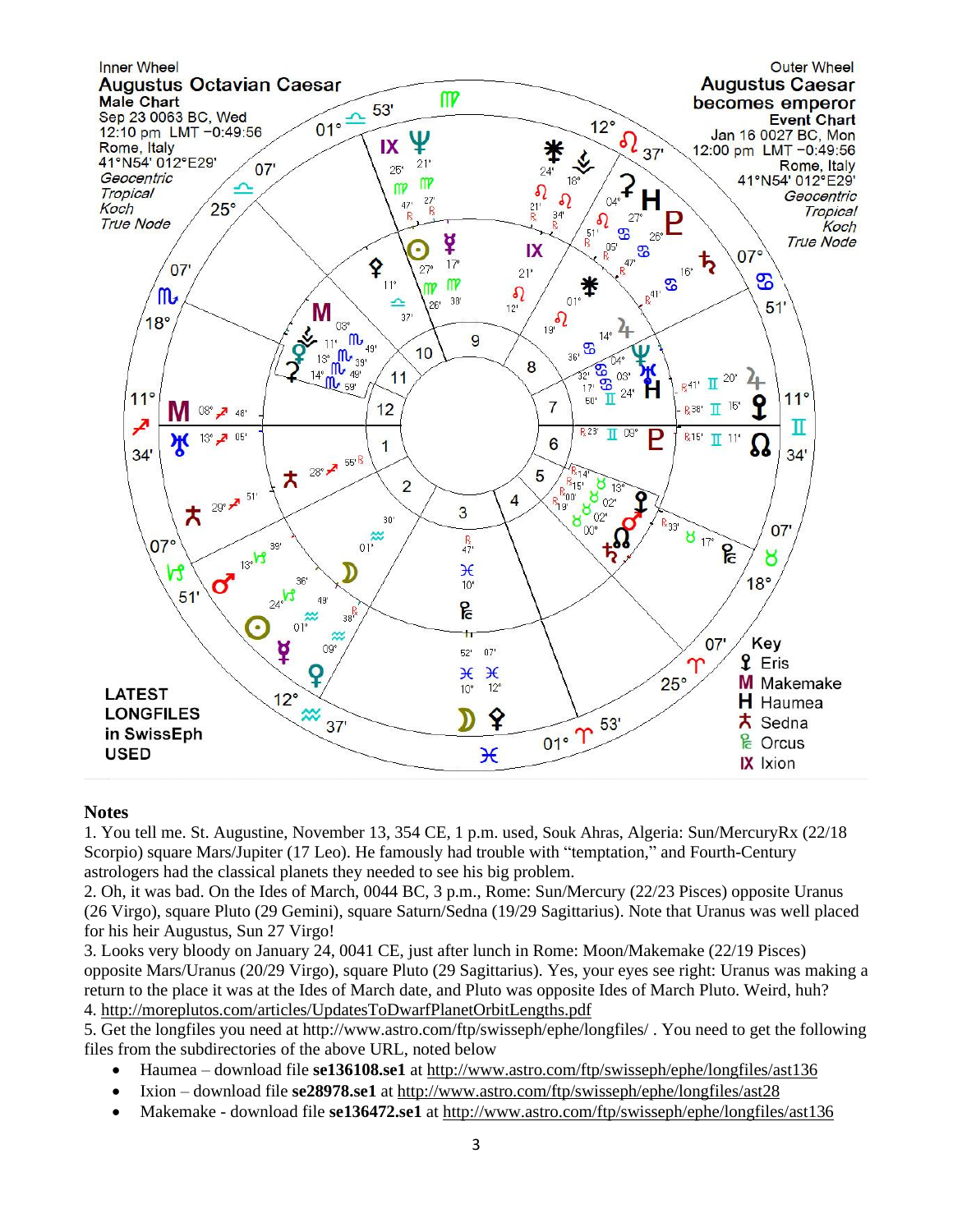Inner Wheel
Augustus Octavian Caesar
Male Chart
Sep 23 0063 BC, Wed
12:10 pm LMT −0:49:56
Rome, Italy
41°N54' 012°E29'
*Geocentric*
*Tropical*
*Koch*
*True Node*

Outer Wheel
Augustus Caesar becomes emperor
Event Chart
Jan 16 0027 BC, Mon
12:00 pm LMT −0:49:56
Rome, Italy
41°N54' 012°E29'
*Geocentric*
*Tropical*
*Koch*
*True Node*

Key
Eris
Makemake
Haumea
Sedna
Orcus
Ixion

LATEST LONGFILES in SwissEph USED

## Notes

1. You tell me. St. Augustine, November 13, 354 CE, 1 p.m. used, Souk Ahras, Algeria: Sun/MercuryRx (22/18 Scorpio) square Mars/Jupiter (17 Leo). He famously had trouble with "temptation," and Fourth-Century astrologers had the classical planets they needed to see his big problem.
2. Oh, it was bad. On the Ides of March, 0044 BC, 3 p.m., Rome: Sun/Mercury (22/23 Pisces) opposite Uranus (26 Virgo), square Pluto (29 Gemini), square Saturn/Sedna (19/29 Sagittarius). Note that Uranus was well placed for his heir Augustus, Sun 27 Virgo!
3. Looks very bloody on January 24, 0041 CE, just after lunch in Rome: Moon/Makemake (22/19 Pisces) opposite Mars/Uranus (20/29 Virgo), square Pluto (29 Sagittarius). Yes, your eyes see right: Uranus was making a return to the place it was at the Ides of March date, and Pluto was opposite Ides of March Pluto. Weird, huh?
4. http://moreplutos.com/articles/UpdatesToDwarfPlanetOrbitLengths.pdf
5. Get the longfiles you need at http://www.astro.com/ftp/swisseph/ephe/longfiles/ . You need to get the following files from the subdirectories of the above URL, noted below
   - Haumea – download file **se136108.se1** at http://www.astro.com/ftp/swisseph/ephe/longfiles/ast136
   - Ixion – download file **se28978.se1** at http://www.astro.com/ftp/swisseph/ephe/longfiles/ast28
   - Makemake - download file **se136472.se1** at http://www.astro.com/ftp/swisseph/ephe/longfiles/ast136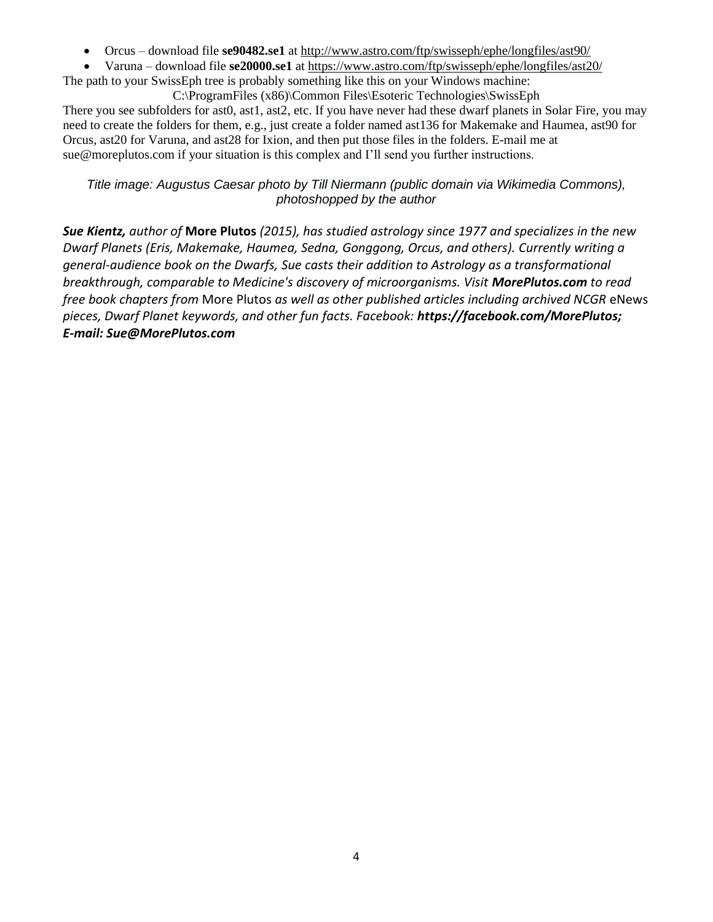- Orcus – download file **se90482.se1** at http://www.astro.com/ftp/swisseph/ephe/longfiles/ast90/
- Varuna – download file **se20000.se1** at https://www.astro.com/ftp/swisseph/ephe/longfiles/ast20/

The path to your SwissEph tree is probably something like this on your Windows machine:

C:\ProgramFiles (x86)\Common Files\Esoteric Technologies\SwissEph

There you see subfolders for ast0, ast1, ast2, etc. If you have never had these dwarf planets in Solar Fire, you may need to create the folders for them, e.g., just create a folder named ast136 for Makemake and Haumea, ast90 for Orcus, ast20 for Varuna, and ast28 for Ixion, and then put those files in the folders. E-mail me at sue@moreplutos.com if your situation is this complex and I'll send you further instructions.

*Title image: Augustus Caesar photo by Till Niermann (public domain via Wikimedia Commons), photoshopped by the author*

***Sue Kientz,*** *author of* **More Plutos** *(2015), has studied astrology since 1977 and specializes in the new Dwarf Planets (Eris, Makemake, Haumea, Sedna, Gonggong, Orcus, and others). Currently writing a general-audience book on the Dwarfs, Sue casts their addition to Astrology as a transformational breakthrough, comparable to Medicine's discovery of microorganisms. Visit* ***MorePlutos.com*** *to read free book chapters from* More Plutos *as well as other published articles including archived NCGR* eNews *pieces, Dwarf Planet keywords, and other fun facts. Facebook:* ***https://facebook.com/MorePlutos; E-mail: Sue@MorePlutos.com***